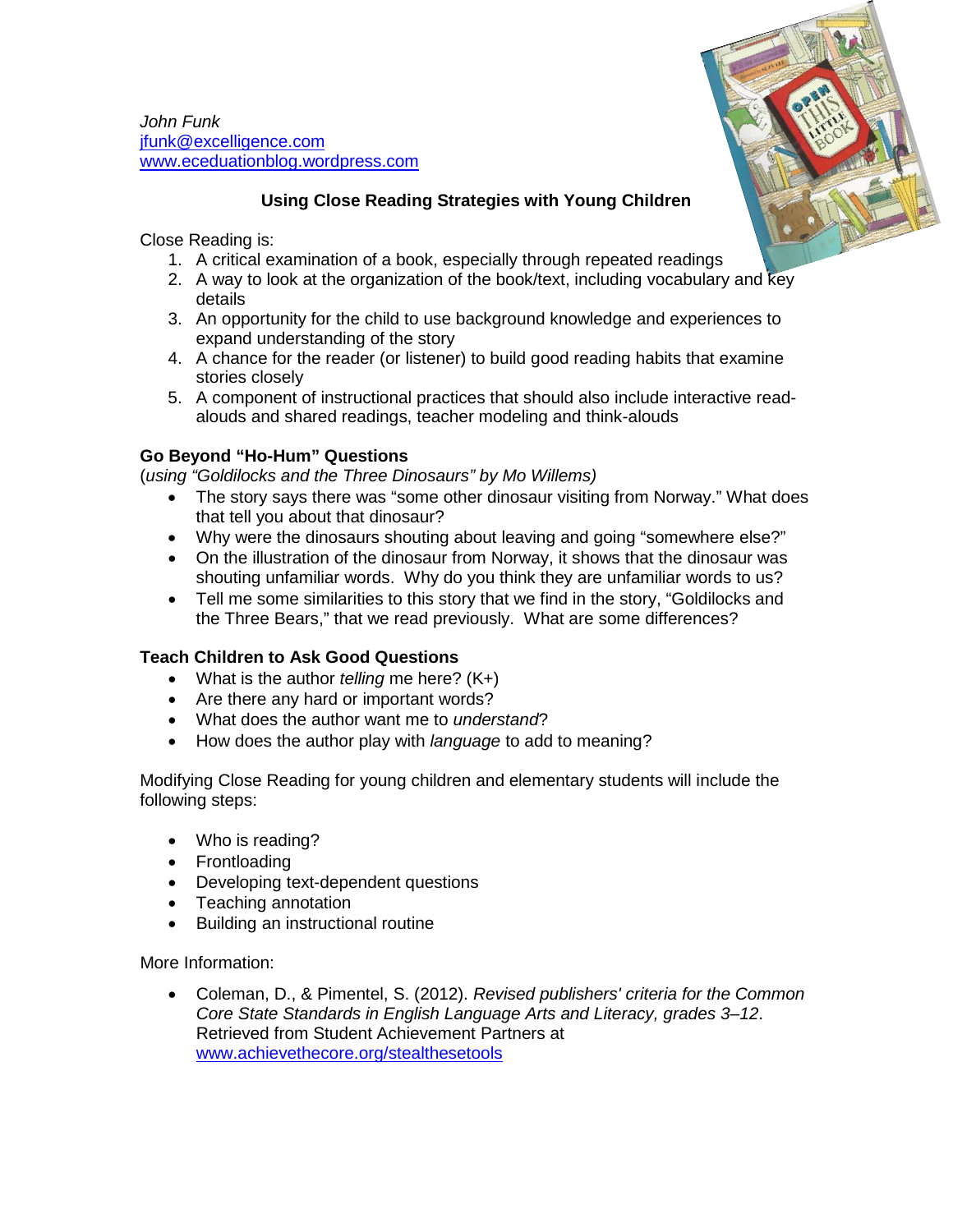*John Funk*
jfunk@excelligence.com
www.eceduationblog.wordpress.com

## Using Close Reading Strategies with Young Children

Close Reading is:

1. A critical examination of a book, especially through repeated readings
2. A way to look at the organization of the book/text, including vocabulary and key details
3. An opportunity for the child to use background knowledge and experiences to expand understanding of the story
4. A chance for the reader (or listener) to build good reading habits that examine stories closely
5. A component of instructional practices that should also include interactive read-alouds and shared readings, teacher modeling and think-alouds

### Go Beyond "Ho-Hum" Questions

(*using "Goldilocks and the Three Dinosaurs" by Mo Willems)*

- The story says there was "some other dinosaur visiting from Norway." What does that tell you about that dinosaur?
- Why were the dinosaurs shouting about leaving and going "somewhere else?"
- On the illustration of the dinosaur from Norway, it shows that the dinosaur was shouting unfamiliar words. Why do you think they are unfamiliar words to us?
- Tell me some similarities to this story that we find in the story, "Goldilocks and the Three Bears," that we read previously. What are some differences?

### Teach Children to Ask Good Questions

- What is the author *telling* me here? (K+)
- Are there any hard or important words?
- What does the author want me to *understand*?
- How does the author play with *language* to add to meaning?

Modifying Close Reading for young children and elementary students will include the following steps:

- Who is reading?
- Frontloading
- Developing text-dependent questions
- Teaching annotation
- Building an instructional routine

More Information:

- Coleman, D., & Pimentel, S. (2012). *Revised publishers' criteria for the Common Core State Standards in English Language Arts and Literacy, grades 3–12*. Retrieved from Student Achievement Partners at www.achievethecore.org/stealthesetools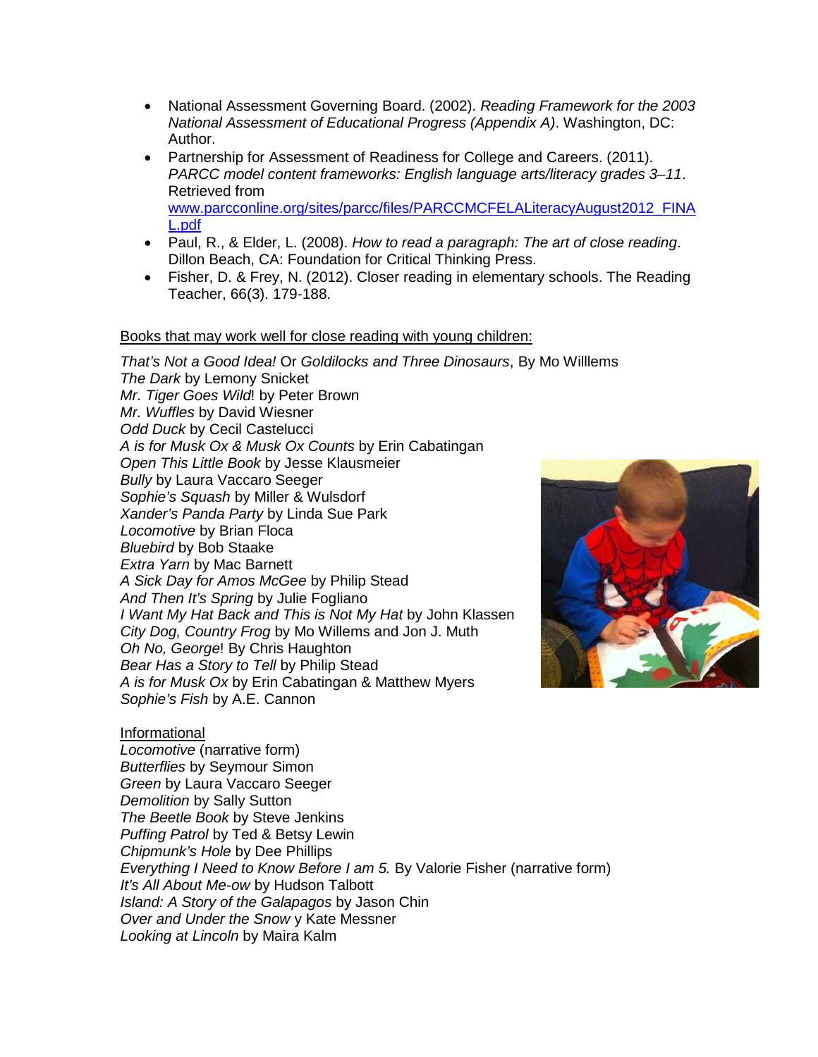- National Assessment Governing Board. (2002). *Reading Framework for the 2003 National Assessment of Educational Progress (Appendix A)*. Washington, DC: Author.
- Partnership for Assessment of Readiness for College and Careers. (2011). *PARCC model content frameworks: English language arts/literacy grades 3–11*. Retrieved from [www.parcconline.org/sites/parcc/files/PARCCMCFELALiteracyAugust2012_FINAL.pdf](www.parcconline.org/sites/parcc/files/PARCCMCFELALiteracyAugust2012_FINAL.pdf)
- Paul, R., & Elder, L. (2008). *How to read a paragraph: The art of close reading*. Dillon Beach, CA: Foundation for Critical Thinking Press.
- Fisher, D. & Frey, N. (2012). Closer reading in elementary schools. The Reading Teacher, 66(3). 179-188.

<u>Books that may work well for close reading with young children:</u>

*That's Not a Good Idea!* Or *Goldilocks and Three Dinosaurs*, By Mo Willlems
*The Dark* by Lemony Snicket
*Mr. Tiger Goes Wild*! by Peter Brown
*Mr. Wuffles* by David Wiesner
*Odd Duck* by Cecil Castelucci
*A is for Musk Ox & Musk Ox Counts* by Erin Cabatingan
*Open This Little Book* by Jesse Klausmeier
*Bully* by Laura Vaccaro Seeger
*Sophie's Squash* by Miller & Wulsdorf
*Xander's Panda Party* by Linda Sue Park
*Locomotive* by Brian Floca
*Bluebird* by Bob Staake
*Extra Yarn* by Mac Barnett
*A Sick Day for Amos McGee* by Philip Stead
*And Then It's Spring* by Julie Fogliano
*I Want My Hat Back and This is Not My Hat* by John Klassen
*City Dog, Country Frog* by Mo Willems and Jon J. Muth
*Oh No, George*! By Chris Haughton
*Bear Has a Story to Tell* by Philip Stead
*A is for Musk Ox* by Erin Cabatingan & Matthew Myers
*Sophie's Fish* by A.E. Cannon

<u>Informational</u>

*Locomotive* (narrative form)
*Butterflies* by Seymour Simon
*Green* by Laura Vaccaro Seeger
*Demolition* by Sally Sutton
*The Beetle Book* by Steve Jenkins
*Puffing Patrol* by Ted & Betsy Lewin
*Chipmunk's Hole* by Dee Phillips
*Everything I Need to Know Before I am 5.* By Valorie Fisher (narrative form)
*It's All About Me-ow* by Hudson Talbott
*Island: A Story of the Galapagos* by Jason Chin
*Over and Under the Snow* y Kate Messner
*Looking at Lincoln* by Maira Kalm